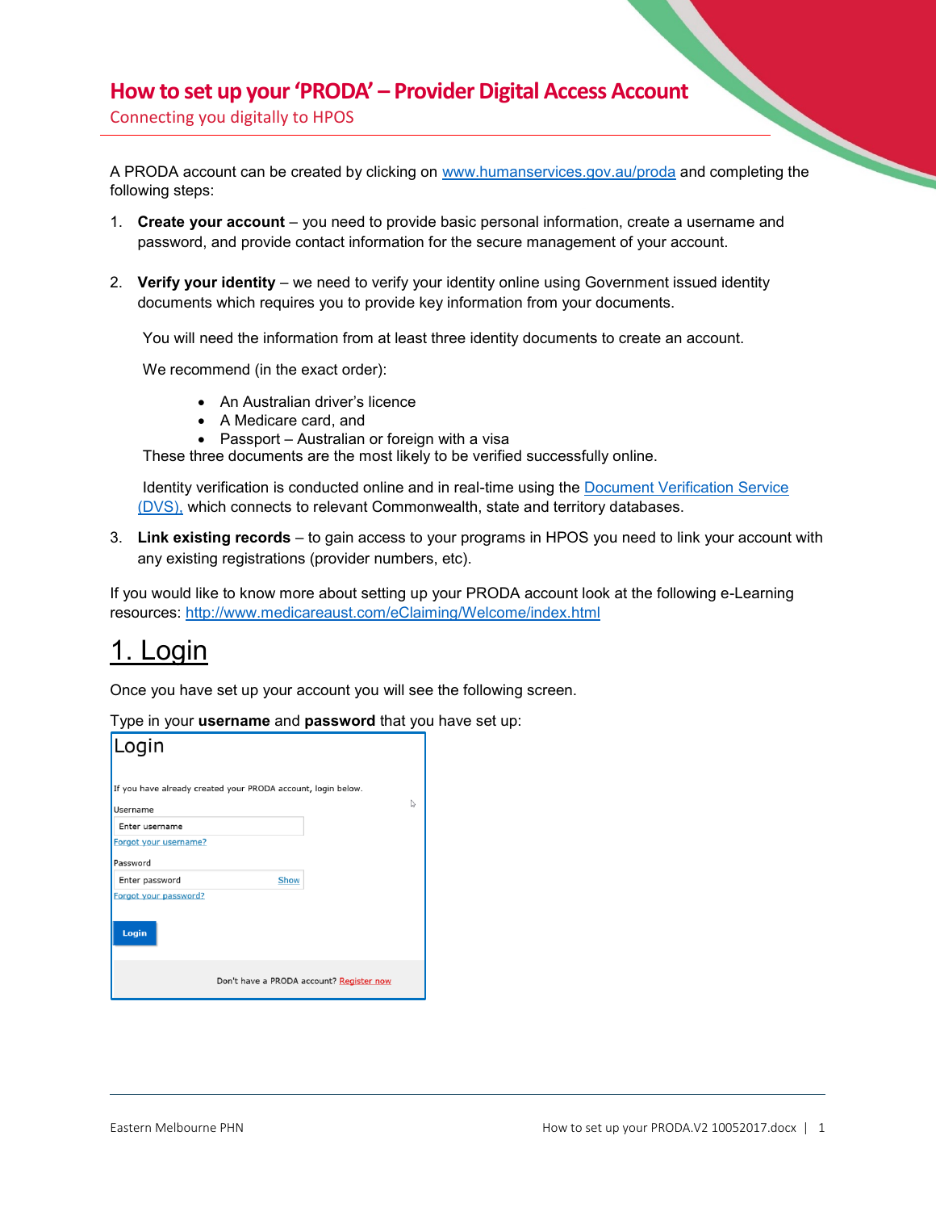# How to set up your 'PRODA' – Provider Digital Access Account

Connecting you digitally to HPOS

A PRODA account can be created by clicking on [www.humanservices.gov.au/proda](http://www.humanservices.gov.au/proda) and completing the following steps:

1. **Create your account** – you need to provide basic personal information, create a username and password, and provide contact information for the secure management of your account.

2. **Verify your identity** – we need to verify your identity online using Government issued identity documents which requires you to provide key information from your documents.

   You will need the information from at least three identity documents to create an account.

   We recommend (in the exact order):

   - An Australian driver's licence
   - A Medicare card, and
   - Passport – Australian or foreign with a visa

   These three documents are the most likely to be verified successfully online.

   Identity verification is conducted online and in real-time using the Document Verification Service (DVS), which connects to relevant Commonwealth, state and territory databases.

3. **Link existing records** – to gain access to your programs in HPOS you need to link your account with any existing registrations (provider numbers, etc).

If you would like to know more about setting up your PRODA account look at the following e-Learning resources: [http://www.medicareaust.com/eClaiming/Welcome/index.html](http://www.medicareaust.com/eClaiming/Welcome/index.html)

## 1. Login

Once you have set up your account you will see the following screen.

Type in your **username** and **password** that you have set up:

Login

If you have already created your PRODA account, login below.

Username

Enter username

Forgot your username?

Password

Enter password Show

Forgot your password?

Login

Don't have a PRODA account? Register now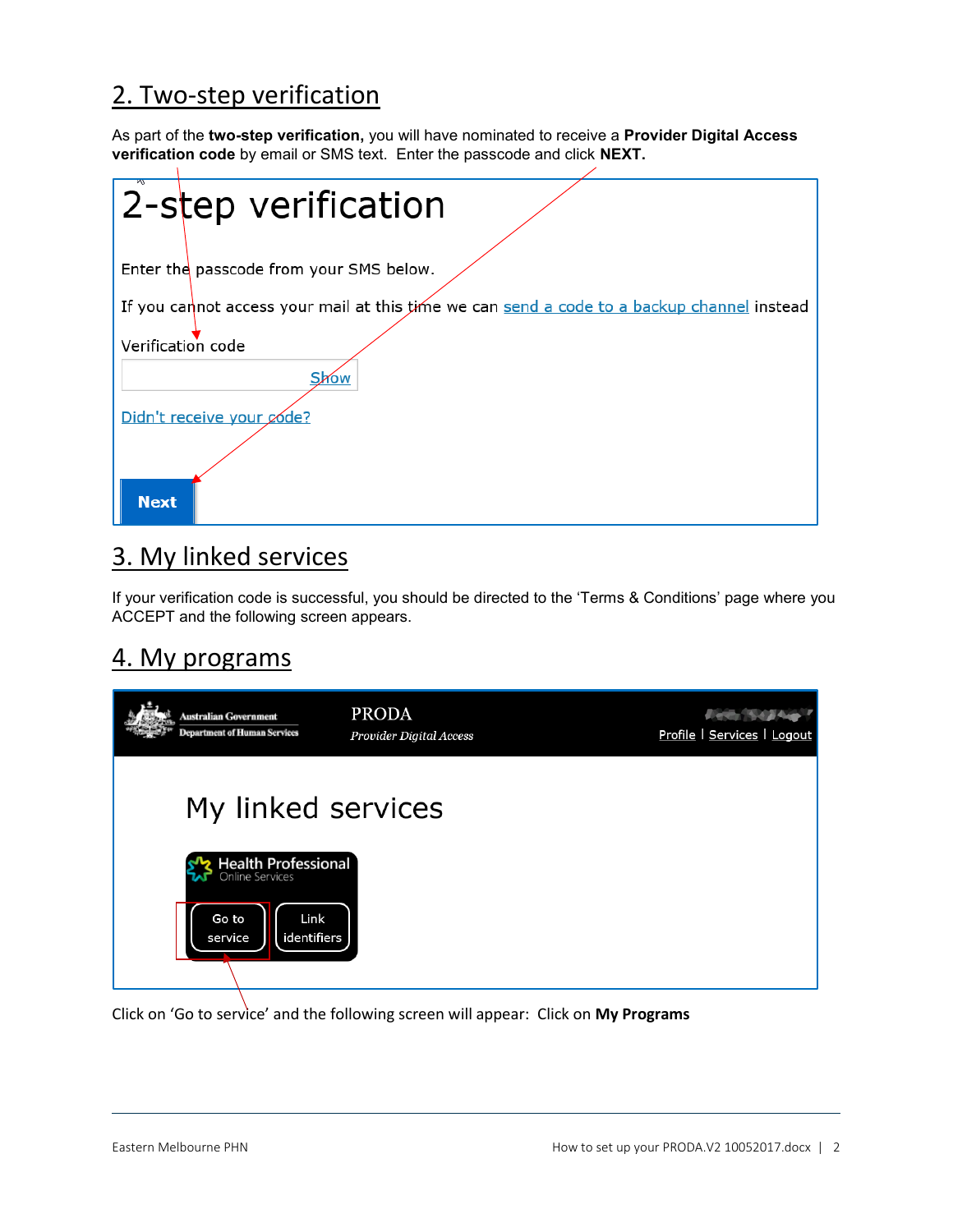## 2. Two-step verification

As part of the **two-step verification,** you will have nominated to receive a **Provider Digital Access verification code** by email or SMS text. Enter the passcode and click **NEXT.**

2-step verification

Enter the passcode from your SMS below.

If you cannot access your mail at this time we can send a code to a backup channel instead

Verification code

Show

Didn't receive your code?

Next

## 3. My linked services

If your verification code is successful, you should be directed to the 'Terms & Conditions' page where you ACCEPT and the following screen appears.

## 4. My programs

Australian Government Department of Human Services

PRODA *Provider Digital Access*

Profile | Services | Logout

My linked services

Health Professional Online Services

Go to service

Link identifiers

Click on 'Go to service' and the following screen will appear: Click on **My Programs**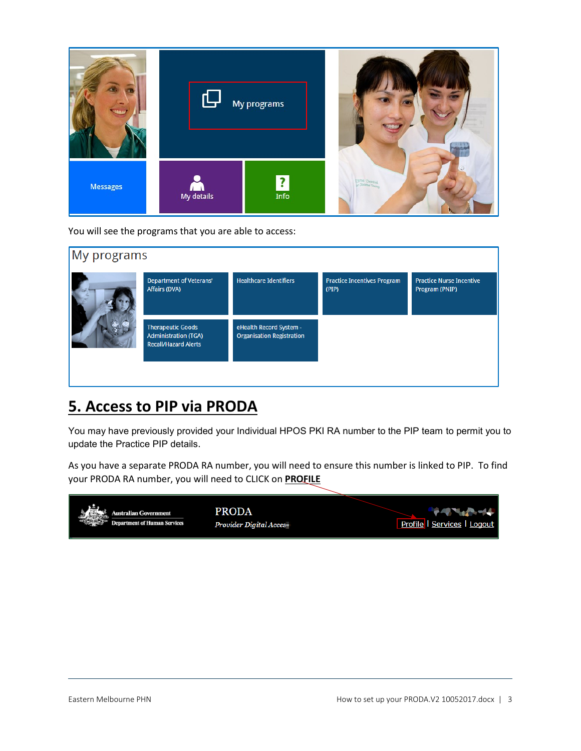You will see the programs that you are able to access:

## 5. Access to PIP via PRODA

You may have previously provided your Individual HPOS PKI RA number to the PIP team to permit you to update the Practice PIP details.

As you have a separate PRODA RA number, you will need to ensure this number is linked to PIP. To find your PRODA RA number, you will need to CLICK on **PROFILE**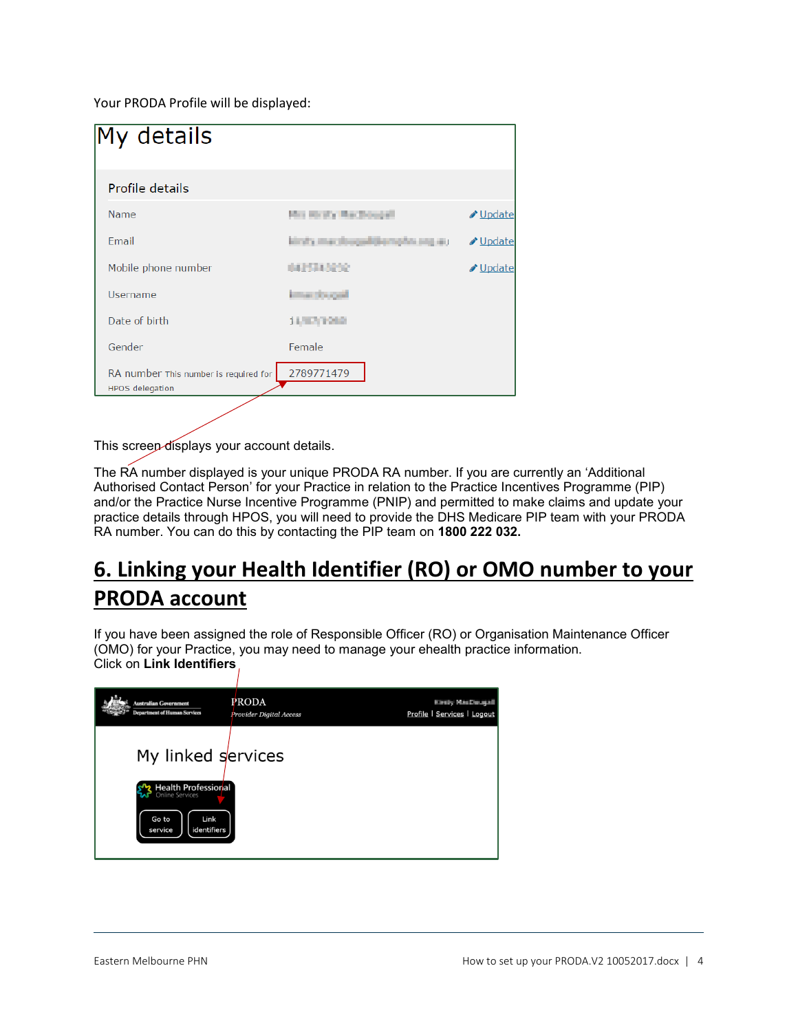Your PRODA Profile will be displayed:

**My details**

**Profile details**

| | | |
|---|---|---|
| Name | | Update |
| Email | | Update |
| Mobile phone number | | Update |
| Username | | |
| Date of birth | | |
| Gender | Female | |
| RA number This number is required for HPOS delegation | 2789771479 | |

This screen displays your account details.

The RA number displayed is your unique PRODA RA number. If you are currently an 'Additional Authorised Contact Person' for your Practice in relation to the Practice Incentives Programme (PIP) and/or the Practice Nurse Incentive Programme (PNIP) and permitted to make claims and update your practice details through HPOS, you will need to provide the DHS Medicare PIP team with your PRODA RA number. You can do this by contacting the PIP team on **1800 222 032.**

## 6. Linking your Health Identifier (RO) or OMO number to your PRODA account

If you have been assigned the role of Responsible Officer (RO) or Organisation Maintenance Officer (OMO) for your Practice, you may need to manage your ehealth practice information.
Click on **Link Identifiers**

Australian Government Department of Human Services — PRODA *Provider Digital Access* — Profile | Services | Logout

My linked services

Health Professional Online Services

Go to service | Link identifiers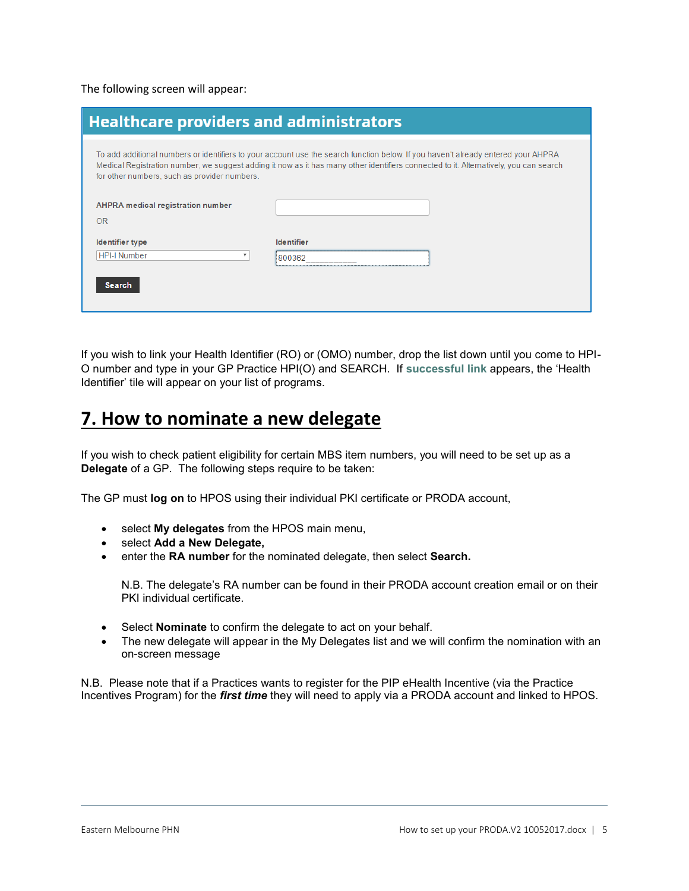The following screen will appear:

## Healthcare providers and administrators

To add additional numbers or identifiers to your account use the search function below. If you haven't already entered your AHPRA Medical Registration number, we suggest adding it now as it has many other identifiers connected to it. Alternatively, you can search for other numbers, such as provider numbers.

AHPRA medical registration number

OR

Identifier type: HPI-I Number

Identifier: 800362

Search

If you wish to link your Health Identifier (RO) or (OMO) number, drop the list down until you come to HPI-O number and type in your GP Practice HPI(O) and SEARCH. If **successful link** appears, the 'Health Identifier' tile will appear on your list of programs.

# 7. How to nominate a new delegate

If you wish to check patient eligibility for certain MBS item numbers, you will need to be set up as a **Delegate** of a GP. The following steps require to be taken:

The GP must **log on** to HPOS using their individual PKI certificate or PRODA account,

- select **My delegates** from the HPOS main menu,
- select **Add a New Delegate,**
- enter the **RA number** for the nominated delegate, then select **Search.**

  N.B. The delegate's RA number can be found in their PRODA account creation email or on their PKI individual certificate.

- Select **Nominate** to confirm the delegate to act on your behalf.
- The new delegate will appear in the My Delegates list and we will confirm the nomination with an on-screen message

N.B. Please note that if a Practices wants to register for the PIP eHealth Incentive (via the Practice Incentives Program) for the ***first time*** they will need to apply via a PRODA account and linked to HPOS.